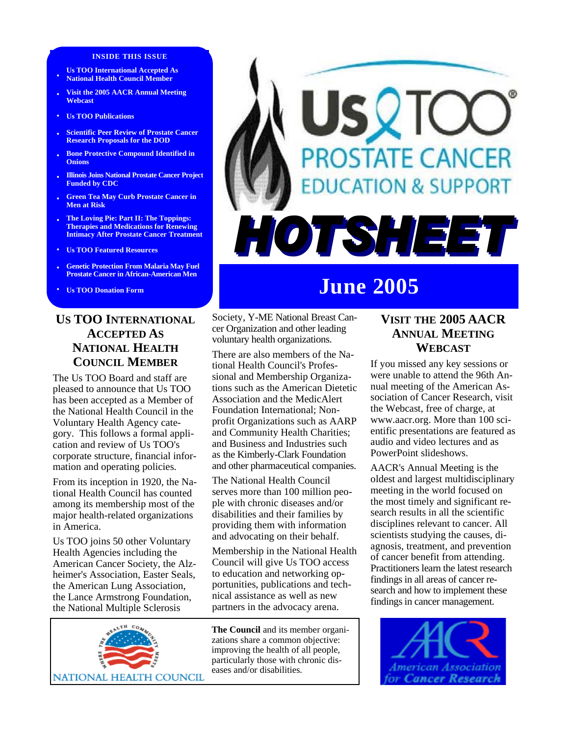# Us TOO Prostate Cancer Education & Support

# HOTSHEET

## June 2005

**INSIDE THIS ISSUE**

- Us TOO International Accepted As National Health Council Member
- Visit the 2005 AACR Annual Meeting Webcast
- Us TOO Publications
- Scientific Peer Review of Prostate Cancer Research Proposals for the DOD
- Bone Protective Compound Identified in Onions
- Illinois Joins National Prostate Cancer Project Funded by CDC
- Green Tea May Curb Prostate Cancer in Men at Risk
- The Loving Pie: Part II: The Toppings: Therapies and Medications for Renewing Intimacy After Prostate Cancer Treatment
- Us TOO Featured Resources
- Genetic Protection From Malaria May Fuel Prostate Cancer in African-American Men
- Us TOO Donation Form

## Us TOO International Accepted As National Health Council Member

The Us TOO Board and staff are pleased to announce that Us TOO has been accepted as a Member of the National Health Council in the Voluntary Health Agency category. This follows a formal application and review of Us TOO's corporate structure, financial information and operating policies.

From its inception in 1920, the National Health Council has counted among its membership most of the major health-related organizations in America.

Us TOO joins 50 other Voluntary Health Agencies including the American Cancer Society, the Alzheimer's Association, Easter Seals, the American Lung Association, the Lance Armstrong Foundation, the National Multiple Sclerosis Society, Y-ME National Breast Cancer Organization and other leading voluntary health organizations.

There are also members of the National Health Council's Professional and Membership Organizations such as the American Dietetic Association and the MedicAlert Foundation International; Non-profit Organizations such as AARP and Community Health Charities; and Business and Industries such as the Kimberly-Clark Foundation and other pharmaceutical companies.

The National Health Council serves more than 100 million people with chronic diseases and/or disabilities and their families by providing them with information and advocating on their behalf.

Membership in the National Health Council will give Us TOO access to education and networking opportunities, publications and technical assistance as well as new partners in the advocacy arena.

NATIONAL HEALTH COUNCIL — Where the Health Community Meets

**The Council** and its member organizations share a common objective: improving the health of all people, particularly those with chronic diseases and/or disabilities.

## Visit the 2005 AACR Annual Meeting Webcast

If you missed any key sessions or were unable to attend the 96th Annual meeting of the American Association of Cancer Research, visit the Webcast, free of charge, at www.aacr.org. More than 100 scientific presentations are featured as audio and video lectures and as PowerPoint slideshows.

AACR's Annual Meeting is the oldest and largest multidisciplinary meeting in the world focused on the most timely and significant research results in all the scientific disciplines relevant to cancer. All scientists studying the causes, diagnosis, treatment, and prevention of cancer benefit from attending. Practitioners learn the latest research findings in all areas of cancer research and how to implement these findings in cancer management.

AACR — American Association for Cancer Research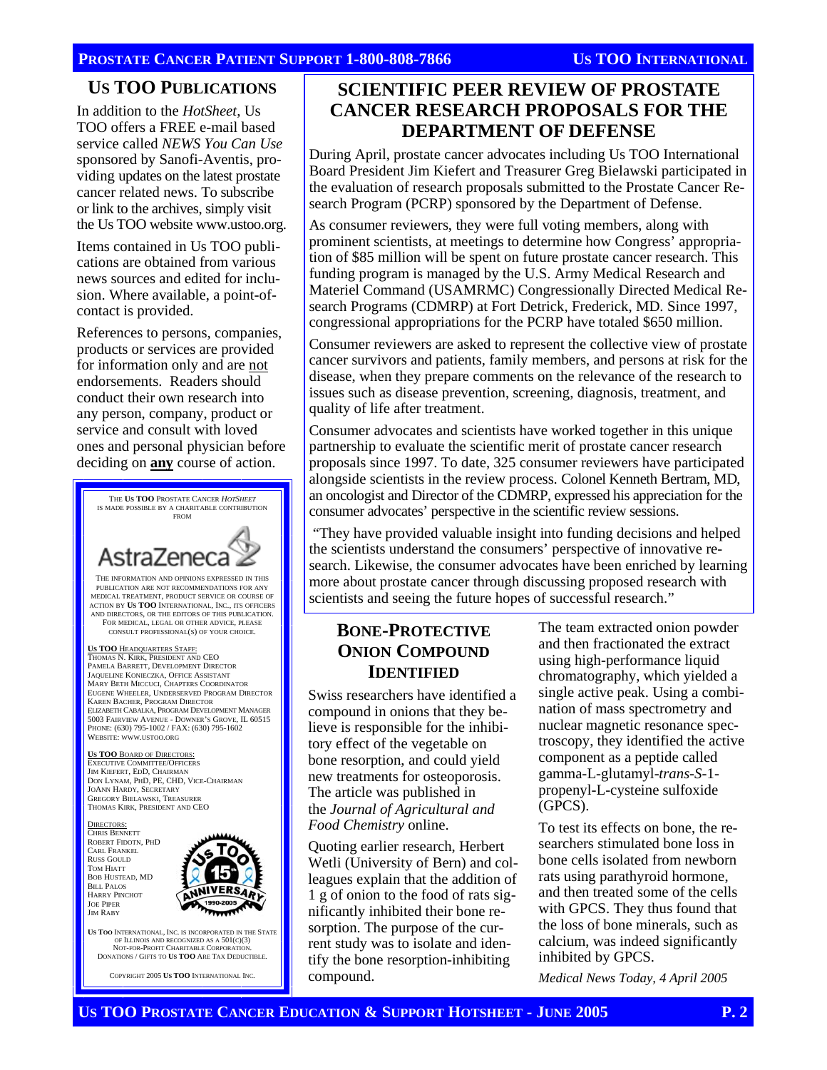## US TOO PUBLICATIONS

In addition to the *HotSheet*, Us TOO offers a FREE e-mail based service called *NEWS You Can Use* sponsored by Sanofi-Aventis, providing updates on the latest prostate cancer related news. To subscribe or link to the archives, simply visit the Us TOO website www.ustoo.org.

Items contained in Us TOO publications are obtained from various news sources and edited for inclusion. Where available, a point-of-contact is provided.

References to persons, companies, products or services are provided for information only and are not endorsements. Readers should conduct their own research into any person, company, product or service and consult with loved ones and personal physician before deciding on **any** course of action.

THE **US TOO** PROSTATE CANCER *HOTSHEET* IS MADE POSSIBLE BY A CHARITABLE CONTRIBUTION FROM

AstraZeneca

THE INFORMATION AND OPINIONS EXPRESSED IN THIS PUBLICATION ARE NOT RECOMMENDATIONS FOR ANY MEDICAL TREATMENT, PRODUCT SERVICE OR COURSE OF ACTION BY **US TOO** INTERNATIONAL, INC., ITS OFFICERS AND DIRECTORS, OR THE EDITORS OF THIS PUBLICATION. FOR MEDICAL, LEGAL OR OTHER ADVICE, PLEASE CONSULT PROFESSIONAL(S) OF YOUR CHOICE.

**US TOO** HEADQUARTERS STAFF:
THOMAS N. KIRK, PRESIDENT AND CEO
PAMELA BARRETT, DEVELOPMENT DIRECTOR
JAQUELINE KONIECZKA, OFFICE ASSISTANT
MARY BETH MICCUCI, CHAPTERS COORDINATOR
EUGENE WHEELER, UNDERSERVED PROGRAM DIRECTOR
KAREN BACHER, PROGRAM DIRECTOR
ELIZABETH CABALKA, PROGRAM DEVELOPMENT MANAGER
5003 FAIRVIEW AVENUE - DOWNER'S GROVE, IL 60515
PHONE: (630) 795-1002 / FAX: (630) 795-1602
WEBSITE: WWW.USTOO.ORG

**US TOO** BOARD OF DIRECTORS:
EXECUTIVE COMMITTEE/OFFICERS
JIM KIEFERT, EDD, CHAIRMAN
DON LYNAM, PHD, PE, CHD, VICE-CHAIRMAN
JOANN HARDY, SECRETARY
GREGORY BIELAWSKI, TREASURER
THOMAS KIRK, PRESIDENT AND CEO

DIRECTORS:
CHRIS BENNETT
ROBERT FIDOTN, PHD
CARL FRANKEL
RUSS GOULD
TOM HIATT
BOB HUSTEAD, MD
BILL PALOS
HARRY PINCHOT
JOE PIPER
JIM RABY

Us TOO 15th ANNIVERSARY 1990-2005

**US TOO** INTERNATIONAL, INC. IS INCORPORATED IN THE STATE OF ILLINOIS AND RECOGNIZED AS A 501(C)(3) NOT-FOR-PROFIT CHARITABLE CORPORATION. DONATIONS / GIFTS TO **US TOO** ARE TAX DEDUCTIBLE.

COPYRIGHT 2005 **US TOO** INTERNATIONAL INC.

## SCIENTIFIC PEER REVIEW OF PROSTATE CANCER RESEARCH PROPOSALS FOR THE DEPARTMENT OF DEFENSE

During April, prostate cancer advocates including Us TOO International Board President Jim Kiefert and Treasurer Greg Bielawski participated in the evaluation of research proposals submitted to the Prostate Cancer Research Program (PCRP) sponsored by the Department of Defense.

As consumer reviewers, they were full voting members, along with prominent scientists, at meetings to determine how Congress' appropriation of $85 million will be spent on future prostate cancer research. This funding program is managed by the U.S. Army Medical Research and Materiel Command (USAMRMC) Congressionally Directed Medical Research Programs (CDMRP) at Fort Detrick, Frederick, MD. Since 1997, congressional appropriations for the PCRP have totaled $650 million.

Consumer reviewers are asked to represent the collective view of prostate cancer survivors and patients, family members, and persons at risk for the disease, when they prepare comments on the relevance of the research to issues such as disease prevention, screening, diagnosis, treatment, and quality of life after treatment.

Consumer advocates and scientists have worked together in this unique partnership to evaluate the scientific merit of prostate cancer research proposals since 1997. To date, 325 consumer reviewers have participated alongside scientists in the review process. Colonel Kenneth Bertram, MD, an oncologist and Director of the CDMRP, expressed his appreciation for the consumer advocates' perspective in the scientific review sessions.

"They have provided valuable insight into funding decisions and helped the scientists understand the consumers' perspective of innovative research. Likewise, the consumer advocates have been enriched by learning more about prostate cancer through discussing proposed research with scientists and seeing the future hopes of successful research."

## BONE-PROTECTIVE ONION COMPOUND IDENTIFIED

Swiss researchers have identified a compound in onions that they believe is responsible for the inhibitory effect of the vegetable on bone resorption, and could yield new treatments for osteoporosis. The article was published in the *Journal of Agricultural and Food Chemistry* online.

Quoting earlier research, Herbert Wetli (University of Bern) and colleagues explain that the addition of 1 g of onion to the food of rats significantly inhibited their bone resorption. The purpose of the current study was to isolate and identify the bone resorption-inhibiting compound.

The team extracted onion powder and then fractionated the extract using high-performance liquid chromatography, which yielded a single active peak. Using a combination of mass spectrometry and nuclear magnetic resonance spectroscopy, they identified the active component as a peptide called gamma-L-glutamyl-*trans*-*S*-1-propenyl-L-cysteine sulfoxide (GPCS).

To test its effects on bone, the researchers stimulated bone loss in bone cells isolated from newborn rats using parathyroid hormone, and then treated some of the cells with GPCS. They thus found that the loss of bone minerals, such as calcium, was indeed significantly inhibited by GPCS.

*Medical News Today, 4 April 2005*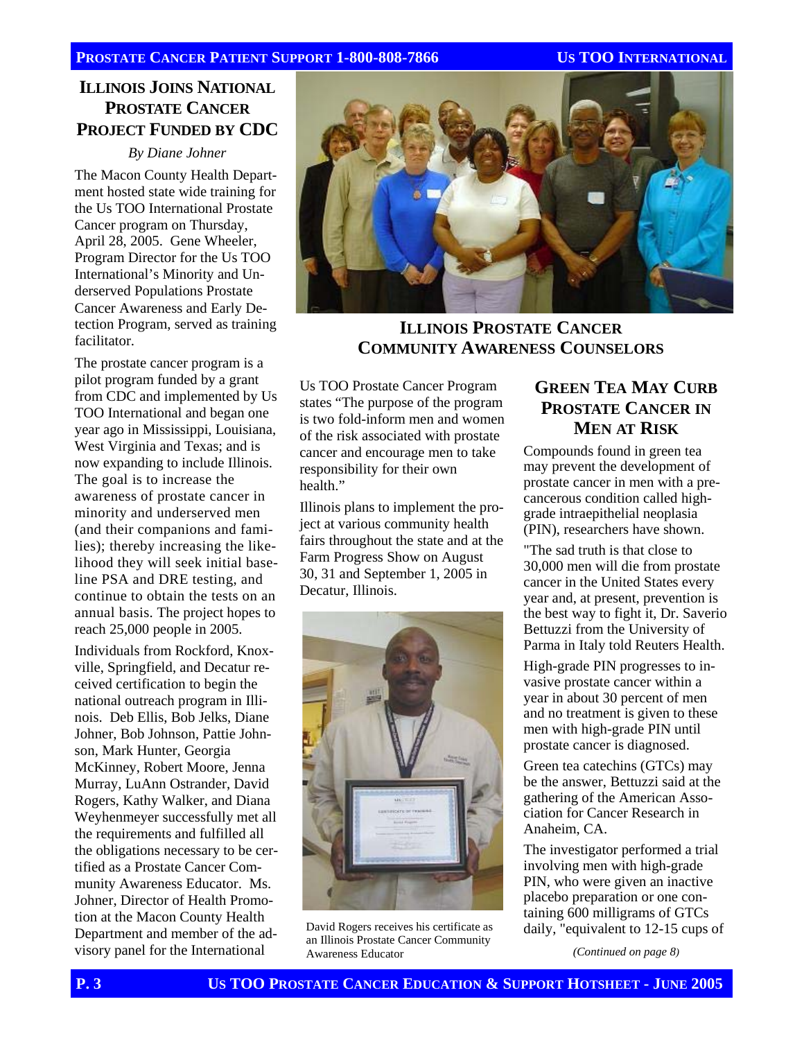## Illinois Joins National Prostate Cancer Project Funded by CDC

*By Diane Johner*

The Macon County Health Department hosted state wide training for the Us TOO International Prostate Cancer program on Thursday, April 28, 2005. Gene Wheeler, Program Director for the Us TOO International's Minority and Underserved Populations Prostate Cancer Awareness and Early Detection Program, served as training facilitator.

The prostate cancer program is a pilot program funded by a grant from CDC and implemented by Us TOO International and began one year ago in Mississippi, Louisiana, West Virginia and Texas; and is now expanding to include Illinois. The goal is to increase the awareness of prostate cancer in minority and underserved men (and their companions and families); thereby increasing the likelihood they will seek initial baseline PSA and DRE testing, and continue to obtain the tests on an annual basis. The project hopes to reach 25,000 people in 2005.

Individuals from Rockford, Knoxville, Springfield, and Decatur received certification to begin the national outreach program in Illinois. Deb Ellis, Bob Jelks, Diane Johner, Bob Johnson, Pattie Johnson, Mark Hunter, Georgia McKinney, Robert Moore, Jenna Murray, LuAnn Ostrander, David Rogers, Kathy Walker, and Diana Weyhenmeyer successfully met all the requirements and fulfilled all the obligations necessary to be certified as a Prostate Cancer Community Awareness Educator. Ms. Johner, Director of Health Promotion at the Macon County Health Department and member of the advisory panel for the International

**Illinois Prostate Cancer Community Awareness Counselors**

Us TOO Prostate Cancer Program states "The purpose of the program is two fold-inform men and women of the risk associated with prostate cancer and encourage men to take responsibility for their own health."

Illinois plans to implement the project at various community health fairs throughout the state and at the Farm Progress Show on August 30, 31 and September 1, 2005 in Decatur, Illinois.

David Rogers receives his certificate as an Illinois Prostate Cancer Community Awareness Educator

## Green Tea May Curb Prostate Cancer in Men at Risk

Compounds found in green tea may prevent the development of prostate cancer in men with a precancerous condition called high-grade intraepithelial neoplasia (PIN), researchers have shown.

"The sad truth is that close to 30,000 men will die from prostate cancer in the United States every year and, at present, prevention is the best way to fight it, Dr. Saverio Bettuzzi from the University of Parma in Italy told Reuters Health.

High-grade PIN progresses to invasive prostate cancer within a year in about 30 percent of men and no treatment is given to these men with high-grade PIN until prostate cancer is diagnosed.

Green tea catechins (GTCs) may be the answer, Bettuzzi said at the gathering of the American Association for Cancer Research in Anaheim, CA.

The investigator performed a trial involving men with high-grade PIN, who were given an inactive placebo preparation or one containing 600 milligrams of GTCs daily, "equivalent to 12-15 cups of

*(Continued on page 8)*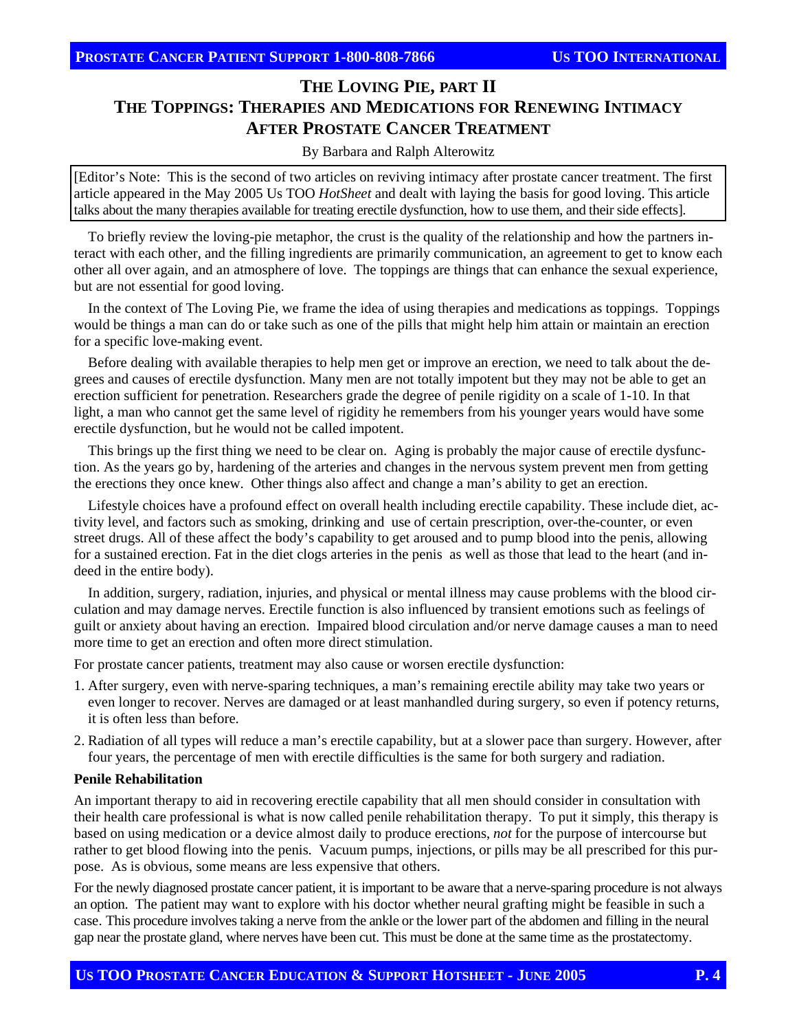# The Loving Pie, part II
## The Toppings: Therapies and Medications for Renewing Intimacy After Prostate Cancer Treatment

By Barbara and Ralph Alterowitz

[Editor's Note: This is the second of two articles on reviving intimacy after prostate cancer treatment. The first article appeared in the May 2005 Us TOO *HotSheet* and dealt with laying the basis for good loving. This article talks about the many therapies available for treating erectile dysfunction, how to use them, and their side effects].

To briefly review the loving-pie metaphor, the crust is the quality of the relationship and how the partners interact with each other, and the filling ingredients are primarily communication, an agreement to get to know each other all over again, and an atmosphere of love. The toppings are things that can enhance the sexual experience, but are not essential for good loving.

In the context of The Loving Pie, we frame the idea of using therapies and medications as toppings. Toppings would be things a man can do or take such as one of the pills that might help him attain or maintain an erection for a specific love-making event.

Before dealing with available therapies to help men get or improve an erection, we need to talk about the degrees and causes of erectile dysfunction. Many men are not totally impotent but they may not be able to get an erection sufficient for penetration. Researchers grade the degree of penile rigidity on a scale of 1-10. In that light, a man who cannot get the same level of rigidity he remembers from his younger years would have some erectile dysfunction, but he would not be called impotent.

This brings up the first thing we need to be clear on. Aging is probably the major cause of erectile dysfunction. As the years go by, hardening of the arteries and changes in the nervous system prevent men from getting the erections they once knew. Other things also affect and change a man's ability to get an erection.

Lifestyle choices have a profound effect on overall health including erectile capability. These include diet, activity level, and factors such as smoking, drinking and use of certain prescription, over-the-counter, or even street drugs. All of these affect the body's capability to get aroused and to pump blood into the penis, allowing for a sustained erection. Fat in the diet clogs arteries in the penis as well as those that lead to the heart (and indeed in the entire body).

In addition, surgery, radiation, injuries, and physical or mental illness may cause problems with the blood circulation and may damage nerves. Erectile function is also influenced by transient emotions such as feelings of guilt or anxiety about having an erection. Impaired blood circulation and/or nerve damage causes a man to need more time to get an erection and often more direct stimulation.

For prostate cancer patients, treatment may also cause or worsen erectile dysfunction:

1. After surgery, even with nerve-sparing techniques, a man's remaining erectile ability may take two years or even longer to recover. Nerves are damaged or at least manhandled during surgery, so even if potency returns, it is often less than before.
2. Radiation of all types will reduce a man's erectile capability, but at a slower pace than surgery. However, after four years, the percentage of men with erectile difficulties is the same for both surgery and radiation.

**Penile Rehabilitation**

An important therapy to aid in recovering erectile capability that all men should consider in consultation with their health care professional is what is now called penile rehabilitation therapy. To put it simply, this therapy is based on using medication or a device almost daily to produce erections, *not* for the purpose of intercourse but rather to get blood flowing into the penis. Vacuum pumps, injections, or pills may be all prescribed for this purpose. As is obvious, some means are less expensive that others.

For the newly diagnosed prostate cancer patient, it is important to be aware that a nerve-sparing procedure is not always an option. The patient may want to explore with his doctor whether neural grafting might be feasible in such a case. This procedure involves taking a nerve from the ankle or the lower part of the abdomen and filling in the neural gap near the prostate gland, where nerves have been cut. This must be done at the same time as the prostatectomy.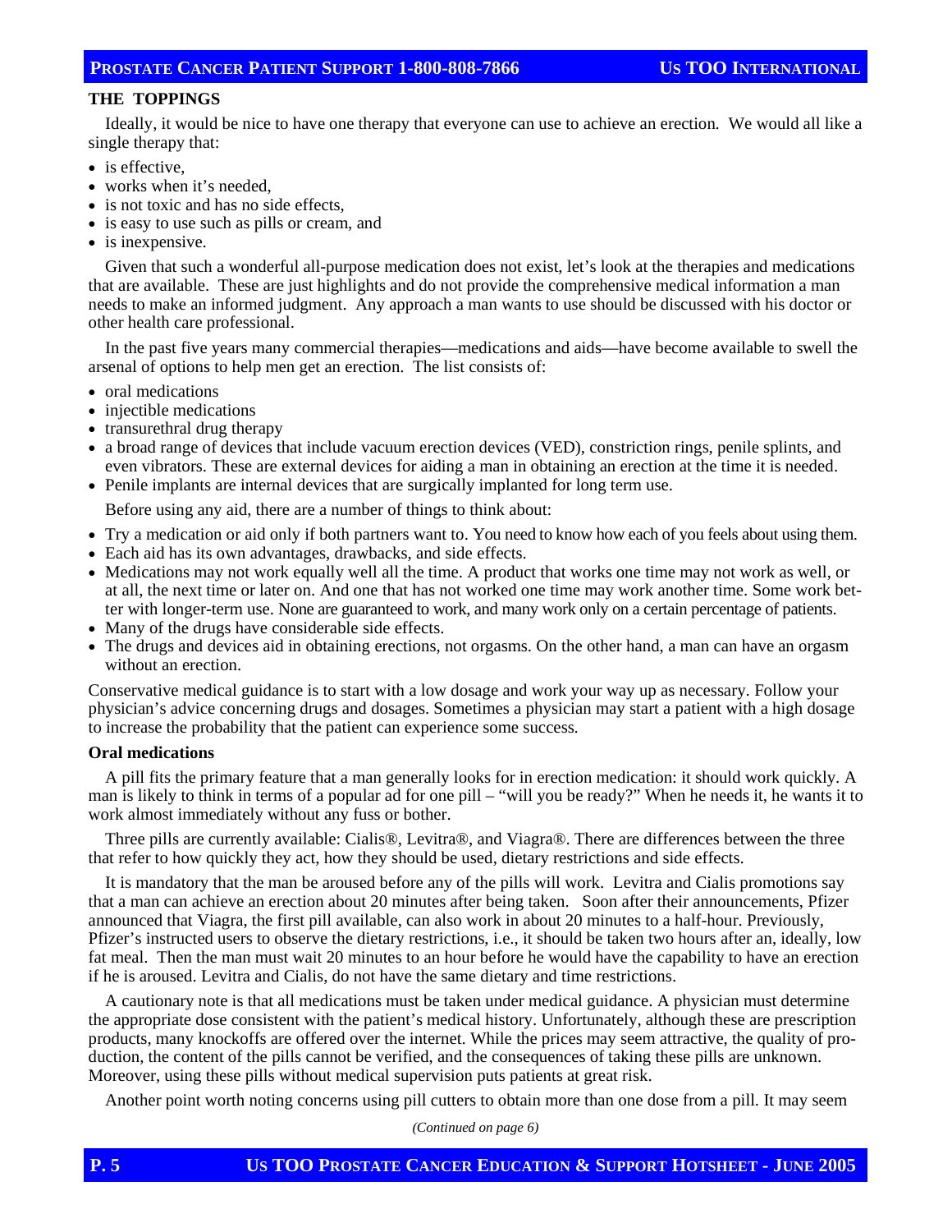### THE TOPPINGS

Ideally, it would be nice to have one therapy that everyone can use to achieve an erection. We would all like a single therapy that:

- is effective,
- works when it's needed,
- is not toxic and has no side effects,
- is easy to use such as pills or cream, and
- is inexpensive.

Given that such a wonderful all-purpose medication does not exist, let's look at the therapies and medications that are available. These are just highlights and do not provide the comprehensive medical information a man needs to make an informed judgment. Any approach a man wants to use should be discussed with his doctor or other health care professional.

In the past five years many commercial therapies—medications and aids—have become available to swell the arsenal of options to help men get an erection. The list consists of:

- oral medications
- injectible medications
- transurethral drug therapy
- a broad range of devices that include vacuum erection devices (VED), constriction rings, penile splints, and even vibrators. These are external devices for aiding a man in obtaining an erection at the time it is needed.
- Penile implants are internal devices that are surgically implanted for long term use.

Before using any aid, there are a number of things to think about:

- Try a medication or aid only if both partners want to. You need to know how each of you feels about using them.
- Each aid has its own advantages, drawbacks, and side effects.
- Medications may not work equally well all the time. A product that works one time may not work as well, or at all, the next time or later on. And one that has not worked one time may work another time. Some work better with longer-term use. None are guaranteed to work, and many work only on a certain percentage of patients.
- Many of the drugs have considerable side effects.
- The drugs and devices aid in obtaining erections, not orgasms. On the other hand, a man can have an orgasm without an erection.

Conservative medical guidance is to start with a low dosage and work your way up as necessary. Follow your physician's advice concerning drugs and dosages. Sometimes a physician may start a patient with a high dosage to increase the probability that the patient can experience some success.

#### Oral medications

A pill fits the primary feature that a man generally looks for in erection medication: it should work quickly. A man is likely to think in terms of a popular ad for one pill – "will you be ready?" When he needs it, he wants it to work almost immediately without any fuss or bother.

Three pills are currently available: Cialis®, Levitra®, and Viagra®. There are differences between the three that refer to how quickly they act, how they should be used, dietary restrictions and side effects.

It is mandatory that the man be aroused before any of the pills will work. Levitra and Cialis promotions say that a man can achieve an erection about 20 minutes after being taken. Soon after their announcements, Pfizer announced that Viagra, the first pill available, can also work in about 20 minutes to a half-hour. Previously, Pfizer's instructed users to observe the dietary restrictions, i.e., it should be taken two hours after an, ideally, low fat meal. Then the man must wait 20 minutes to an hour before he would have the capability to have an erection if he is aroused. Levitra and Cialis, do not have the same dietary and time restrictions.

A cautionary note is that all medications must be taken under medical guidance. A physician must determine the appropriate dose consistent with the patient's medical history. Unfortunately, although these are prescription products, many knockoffs are offered over the internet. While the prices may seem attractive, the quality of production, the content of the pills cannot be verified, and the consequences of taking these pills are unknown. Moreover, using these pills without medical supervision puts patients at great risk.

Another point worth noting concerns using pill cutters to obtain more than one dose from a pill. It may seem

*(Continued on page 6)*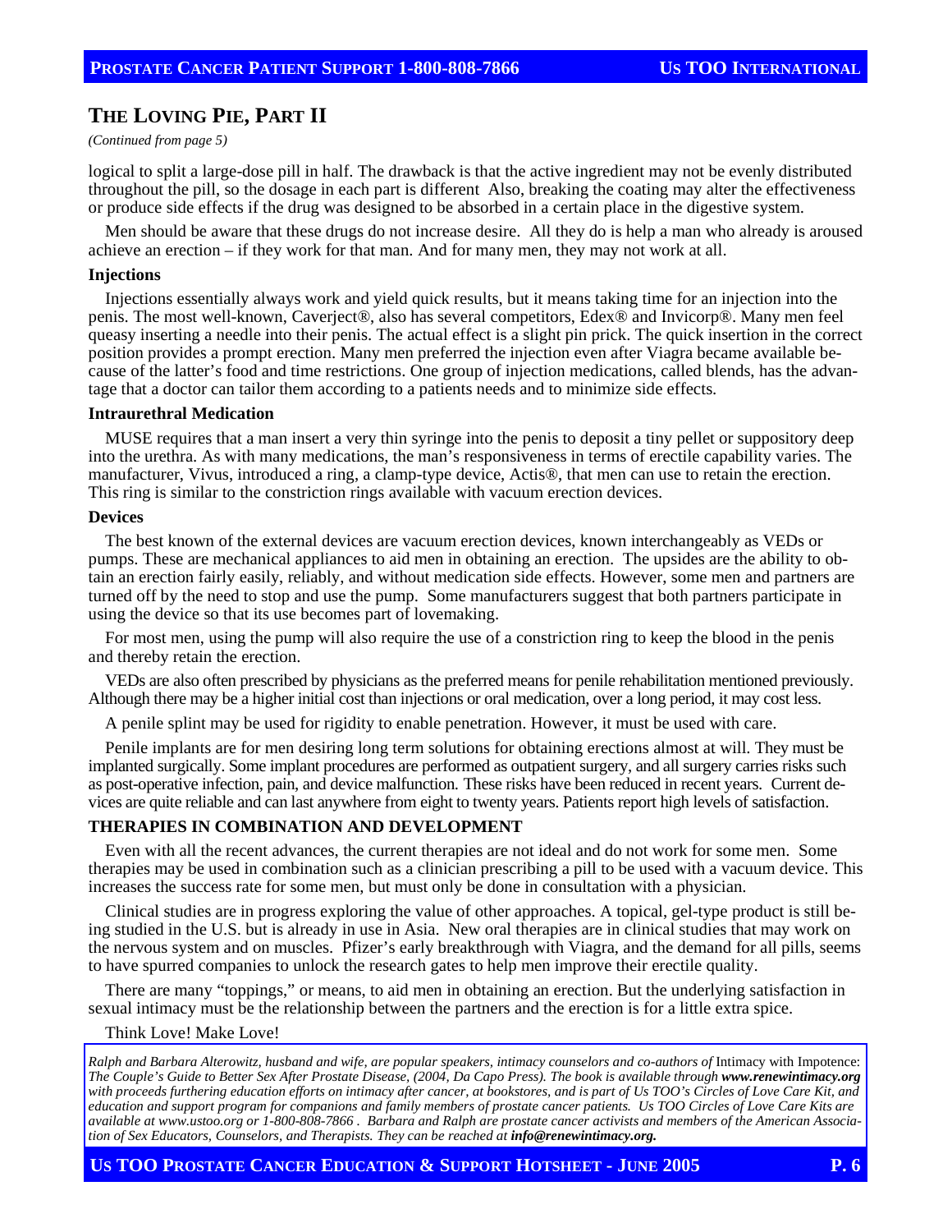## THE LOVING PIE, PART II

*(Continued from page 5)*

logical to split a large-dose pill in half. The drawback is that the active ingredient may not be evenly distributed throughout the pill, so the dosage in each part is different Also, breaking the coating may alter the effectiveness or produce side effects if the drug was designed to be absorbed in a certain place in the digestive system.

Men should be aware that these drugs do not increase desire. All they do is help a man who already is aroused achieve an erection – if they work for that man. And for many men, they may not work at all.

**Injections**

Injections essentially always work and yield quick results, but it means taking time for an injection into the penis. The most well-known, Caverject®, also has several competitors, Edex® and Invicorp®. Many men feel queasy inserting a needle into their penis. The actual effect is a slight pin prick. The quick insertion in the correct position provides a prompt erection. Many men preferred the injection even after Viagra became available because of the latter's food and time restrictions. One group of injection medications, called blends, has the advantage that a doctor can tailor them according to a patients needs and to minimize side effects.

**Intraurethral Medication**

MUSE requires that a man insert a very thin syringe into the penis to deposit a tiny pellet or suppository deep into the urethra. As with many medications, the man's responsiveness in terms of erectile capability varies. The manufacturer, Vivus, introduced a ring, a clamp-type device, Actis®, that men can use to retain the erection. This ring is similar to the constriction rings available with vacuum erection devices.

**Devices**

The best known of the external devices are vacuum erection devices, known interchangeably as VEDs or pumps. These are mechanical appliances to aid men in obtaining an erection. The upsides are the ability to obtain an erection fairly easily, reliably, and without medication side effects. However, some men and partners are turned off by the need to stop and use the pump. Some manufacturers suggest that both partners participate in using the device so that its use becomes part of lovemaking.

For most men, using the pump will also require the use of a constriction ring to keep the blood in the penis and thereby retain the erection.

VEDs are also often prescribed by physicians as the preferred means for penile rehabilitation mentioned previously. Although there may be a higher initial cost than injections or oral medication, over a long period, it may cost less.

A penile splint may be used for rigidity to enable penetration. However, it must be used with care.

Penile implants are for men desiring long term solutions for obtaining erections almost at will. They must be implanted surgically. Some implant procedures are performed as outpatient surgery, and all surgery carries risks such as post-operative infection, pain, and device malfunction. These risks have been reduced in recent years. Current devices are quite reliable and can last anywhere from eight to twenty years. Patients report high levels of satisfaction.

**THERAPIES IN COMBINATION AND DEVELOPMENT**

Even with all the recent advances, the current therapies are not ideal and do not work for some men. Some therapies may be used in combination such as a clinician prescribing a pill to be used with a vacuum device. This increases the success rate for some men, but must only be done in consultation with a physician.

Clinical studies are in progress exploring the value of other approaches. A topical, gel-type product is still being studied in the U.S. but is already in use in Asia. New oral therapies are in clinical studies that may work on the nervous system and on muscles. Pfizer's early breakthrough with Viagra, and the demand for all pills, seems to have spurred companies to unlock the research gates to help men improve their erectile quality.

There are many "toppings," or means, to aid men in obtaining an erection. But the underlying satisfaction in sexual intimacy must be the relationship between the partners and the erection is for a little extra spice.

Think Love! Make Love!

*Ralph and Barbara Alterowitz, husband and wife, are popular speakers, intimacy counselors and co-authors of* Intimacy with Impotence: *The Couple's Guide to Better Sex After Prostate Disease, (2004, Da Capo Press). The book is available through **www.renewintimacy.org** with proceeds furthering education efforts on intimacy after cancer, at bookstores, and is part of Us TOO's Circles of Love Care Kit, and education and support program for companions and family members of prostate cancer patients. Us TOO Circles of Love Care Kits are available at www.ustoo.org or 1-800-808-7866 . Barbara and Ralph are prostate cancer activists and members of the American Association of Sex Educators, Counselors, and Therapists. They can be reached at **info@renewintimacy.org.***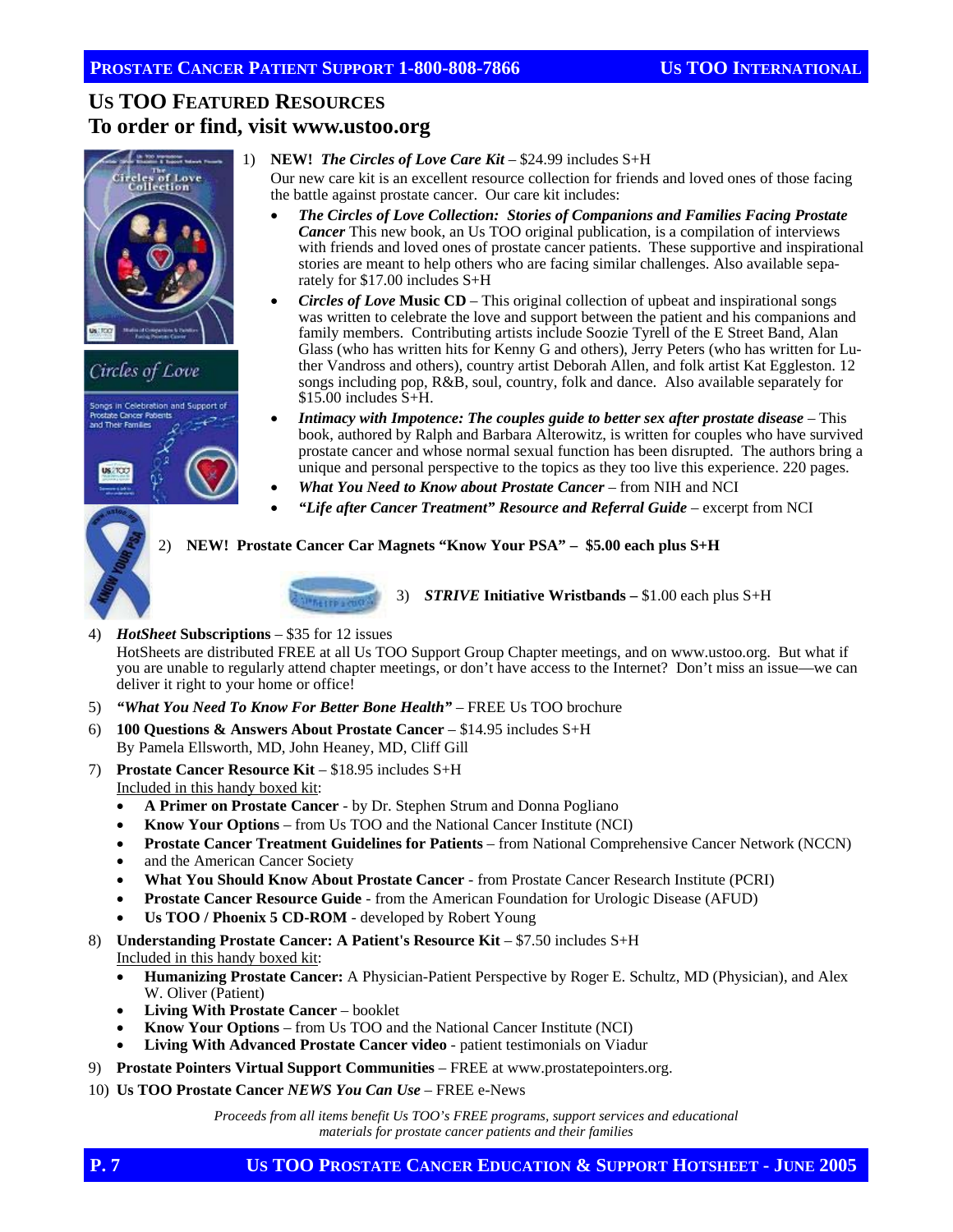## Us TOO Featured Resources
## To order or find, visit www.ustoo.org

1) **NEW!** ***The Circles of Love Care Kit*** – $24.99 includes S+H

   Our new care kit is an excellent resource collection for friends and loved ones of those facing the battle against prostate cancer. Our care kit includes:

   - ***The Circles of Love Collection: Stories of Companions and Families Facing Prostate Cancer*** This new book, an Us TOO original publication, is a compilation of interviews with friends and loved ones of prostate cancer patients. These supportive and inspirational stories are meant to help others who are facing similar challenges. Also available separately for $17.00 includes S+H
   - ***Circles of Love* Music CD** – This original collection of upbeat and inspirational songs was written to celebrate the love and support between the patient and his companions and family members. Contributing artists include Soozie Tyrell of the E Street Band, Alan Glass (who has written hits for Kenny G and others), Jerry Peters (who has written for Luther Vandross and others), country artist Deborah Allen, and folk artist Kat Eggleston. 12 songs including pop, R&B, soul, country, folk and dance. Also available separately for $15.00 includes S+H.
   - ***Intimacy with Impotence: The couples guide to better sex after prostate disease*** – This book, authored by Ralph and Barbara Alterowitz, is written for couples who have survived prostate cancer and whose normal sexual function has been disrupted. The authors bring a unique and personal perspective to the topics as they too live this experience. 220 pages.
   - ***What You Need to Know about Prostate Cancer*** – from NIH and NCI
   - ***"Life after Cancer Treatment" Resource and Referral Guide*** – excerpt from NCI

2) **NEW! Prostate Cancer Car Magnets "Know Your PSA" – $5.00 each plus S+H**

3) ***STRIVE* Initiative Wristbands –** $1.00 each plus S+H

4) ***HotSheet* Subscriptions** – $35 for 12 issues

   HotSheets are distributed FREE at all Us TOO Support Group Chapter meetings, and on www.ustoo.org. But what if you are unable to regularly attend chapter meetings, or don't have access to the Internet? Don't miss an issue—we can deliver it right to your home or office!

5) ***"What You Need To Know For Better Bone Health"*** – FREE Us TOO brochure

6) **100 Questions & Answers About Prostate Cancer** – $14.95 includes S+H

   By Pamela Ellsworth, MD, John Heaney, MD, Cliff Gill

7) **Prostate Cancer Resource Kit** – $18.95 includes S+H

   Included in this handy boxed kit:
   - **A Primer on Prostate Cancer** - by Dr. Stephen Strum and Donna Pogliano
   - **Know Your Options** – from Us TOO and the National Cancer Institute (NCI)
   - **Prostate Cancer Treatment Guidelines for Patients** – from National Comprehensive Cancer Network (NCCN)
   - and the American Cancer Society
   - **What You Should Know About Prostate Cancer** - from Prostate Cancer Research Institute (PCRI)
   - **Prostate Cancer Resource Guide** - from the American Foundation for Urologic Disease (AFUD)
   - **Us TOO / Phoenix 5 CD-ROM** - developed by Robert Young

8) **Understanding Prostate Cancer: A Patient's Resource Kit** – $7.50 includes S+H

   Included in this handy boxed kit:
   - **Humanizing Prostate Cancer:** A Physician-Patient Perspective by Roger E. Schultz, MD (Physician), and Alex W. Oliver (Patient)
   - **Living With Prostate Cancer** – booklet
   - **Know Your Options** – from Us TOO and the National Cancer Institute (NCI)
   - **Living With Advanced Prostate Cancer video** - patient testimonials on Viadur

9) **Prostate Pointers Virtual Support Communities** – FREE at www.prostatepointers.org.

10) **Us TOO Prostate Cancer *NEWS You Can Use*** – FREE e-News

*Proceeds from all items benefit Us TOO's FREE programs, support services and educational materials for prostate cancer patients and their families*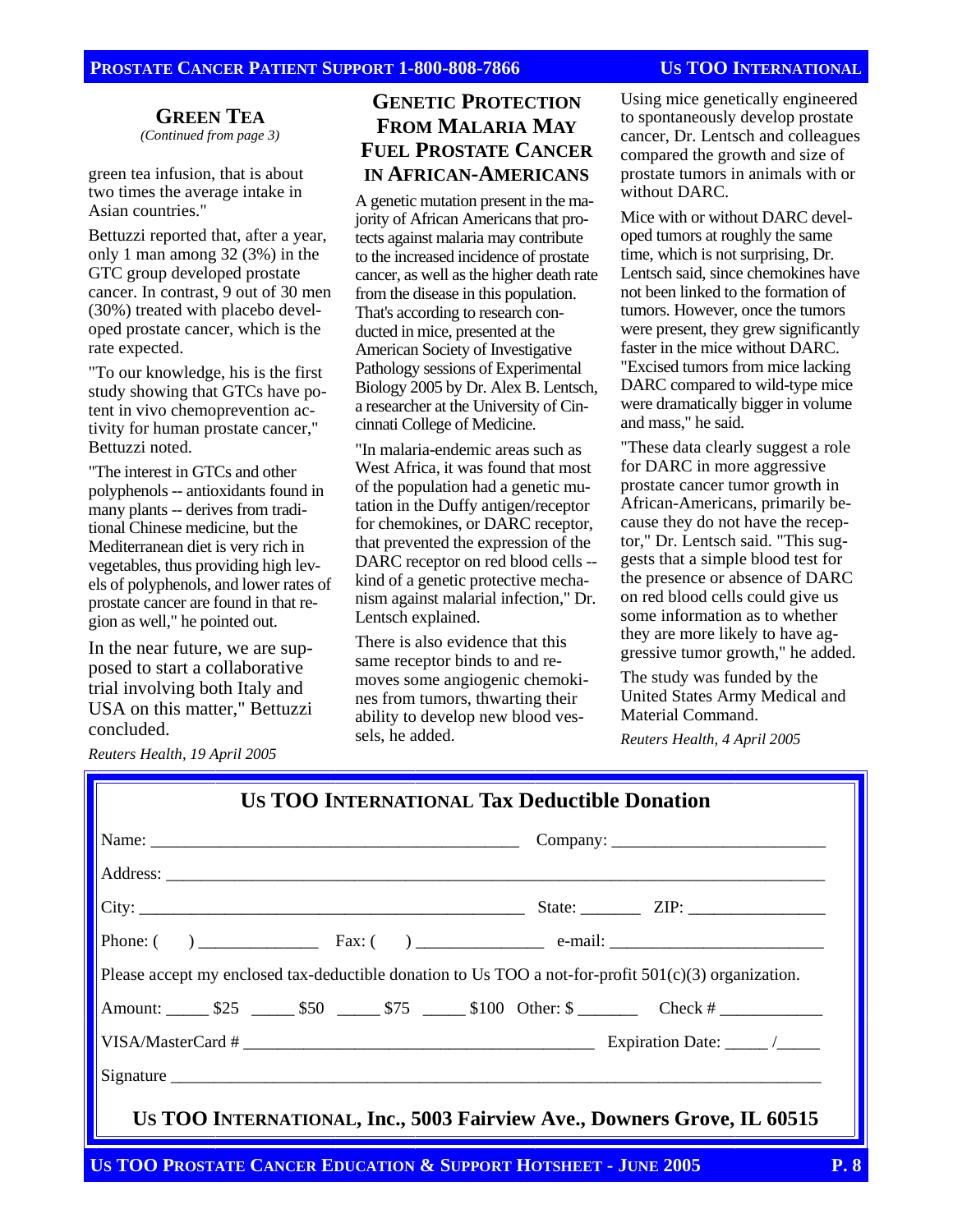## GREEN TEA

*(Continued from page 3)*

green tea infusion, that is about two times the average intake in Asian countries."

Bettuzzi reported that, after a year, only 1 man among 32 (3%) in the GTC group developed prostate cancer. In contrast, 9 out of 30 men (30%) treated with placebo developed prostate cancer, which is the rate expected.

"To our knowledge, his is the first study showing that GTCs have potent in vivo chemoprevention activity for human prostate cancer," Bettuzzi noted.

"The interest in GTCs and other polyphenols -- antioxidants found in many plants -- derives from traditional Chinese medicine, but the Mediterranean diet is very rich in vegetables, thus providing high levels of polyphenols, and lower rates of prostate cancer are found in that region as well," he pointed out.

In the near future, we are supposed to start a collaborative trial involving both Italy and USA on this matter," Bettuzzi concluded.

*Reuters Health, 19 April 2005*

## GENETIC PROTECTION FROM MALARIA MAY FUEL PROSTATE CANCER IN AFRICAN-AMERICANS

A genetic mutation present in the majority of African Americans that protects against malaria may contribute to the increased incidence of prostate cancer, as well as the higher death rate from the disease in this population. That's according to research conducted in mice, presented at the American Society of Investigative Pathology sessions of Experimental Biology 2005 by Dr. Alex B. Lentsch, a researcher at the University of Cincinnati College of Medicine.

"In malaria-endemic areas such as West Africa, it was found that most of the population had a genetic mutation in the Duffy antigen/receptor for chemokines, or DARC receptor, that prevented the expression of the DARC receptor on red blood cells -- kind of a genetic protective mechanism against malarial infection," Dr. Lentsch explained.

There is also evidence that this same receptor binds to and removes some angiogenic chemokines from tumors, thwarting their ability to develop new blood vessels, he added.

Using mice genetically engineered to spontaneously develop prostate cancer, Dr. Lentsch and colleagues compared the growth and size of prostate tumors in animals with or without DARC.

Mice with or without DARC developed tumors at roughly the same time, which is not surprising, Dr. Lentsch said, since chemokines have not been linked to the formation of tumors. However, once the tumors were present, they grew significantly faster in the mice without DARC. "Excised tumors from mice lacking DARC compared to wild-type mice were dramatically bigger in volume and mass," he said.

"These data clearly suggest a role for DARC in more aggressive prostate cancer tumor growth in African-Americans, primarily because they do not have the receptor," Dr. Lentsch said. "This suggests that a simple blood test for the presence or absence of DARC on red blood cells could give us some information as to whether they are more likely to have aggressive tumor growth," he added.

The study was funded by the United States Army Medical and Material Command.

*Reuters Health, 4 April 2005*

---

## US TOO INTERNATIONAL Tax Deductible Donation

Name: __________________________________________ Company: ________________________

Address: ______________________________________________________________________

City: ____________________________________________ State: _______ ZIP: _______________

Phone: ( ) _____________ Fax: ( ) ______________ e-mail: ________________________

Please accept my enclosed tax-deductible donation to Us TOO a not-for-profit 501(c)(3) organization.

Amount: _____ $25 _____ $50 _____ $75 _____ $100 Other: $ _______ Check # ____________

VISA/MasterCard # ________________________________________ Expiration Date: _____ /_____

Signature _____________________________________________________________________

**US TOO INTERNATIONAL, Inc., 5003 Fairview Ave., Downers Grove, IL 60515**